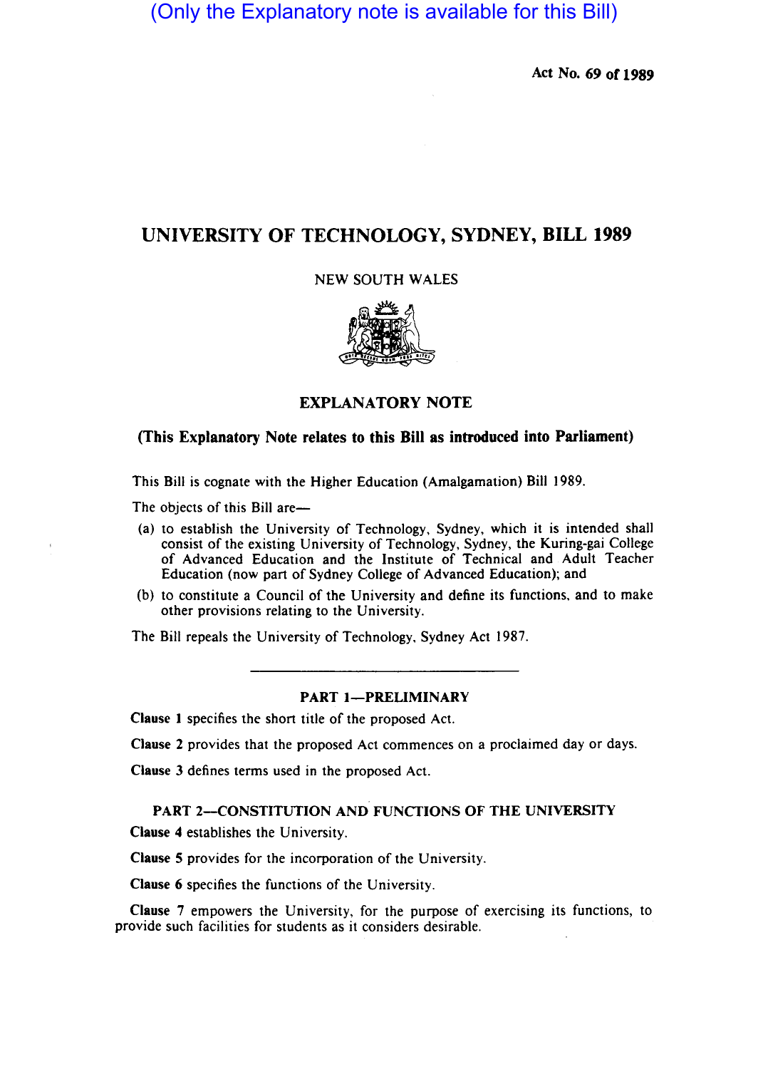(Only the Explanatory note is available for this Bill)

Act No. 69 of 1989

# UNIVERSITY OF TECHNOLOGY, SYDNEY, BILL 1989

NEW SOUTH WALES

## EXPLANATORY NOTE

**(This Explanatory Note relates to this Bill as introduced into Parliament)**

This Bill is cognate with the Higher Education (Amalgamation) Bill 1989.

The objects of this Bill are—

(a) to establish the University of Technology, Sydney, which it is intended shall consist of the existing University of Technology, Sydney, the Kuring-gai College of Advanced Education and the Institute of Technical and Adult Teacher Education (now part of Sydney College of Advanced Education); and

(b) to constitute a Council of the University and define its functions, and to make other provisions relating to the University.

The Bill repeals the University of Technology, Sydney Act 1987.

---

### PART 1—PRELIMINARY

**Clause 1** specifies the short title of the proposed Act.

**Clause 2** provides that the proposed Act commences on a proclaimed day or days.

**Clause 3** defines terms used in the proposed Act.

### PART 2—CONSTITUTION AND FUNCTIONS OF THE UNIVERSITY

**Clause 4** establishes the University.

**Clause 5** provides for the incorporation of the University.

**Clause 6** specifies the functions of the University.

**Clause 7** empowers the University, for the purpose of exercising its functions, to provide such facilities for students as it considers desirable.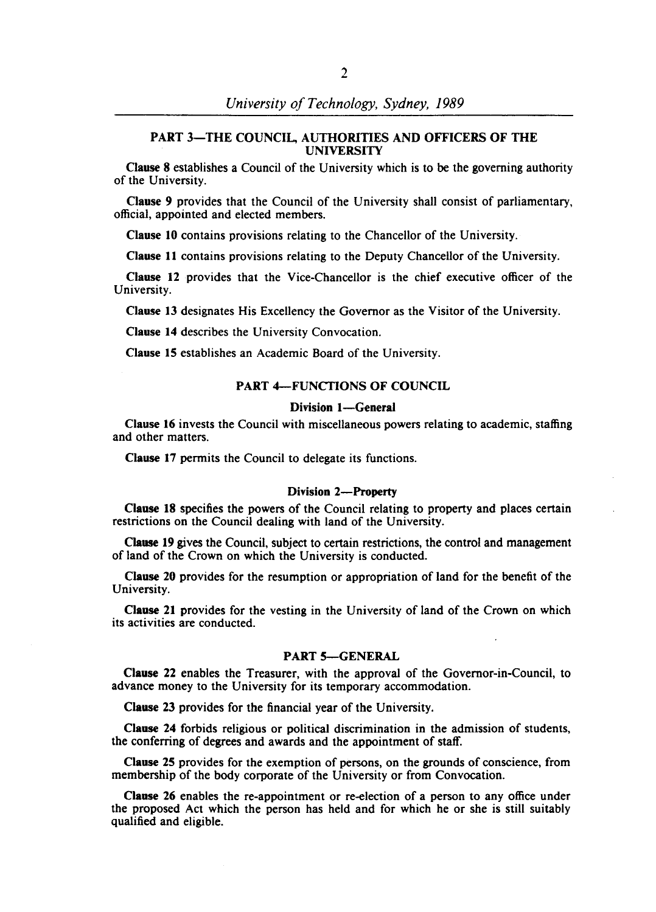## PART 3—THE COUNCIL, AUTHORITIES AND OFFICERS OF THE UNIVERSITY

**Clause 8** establishes a Council of the University which is to be the governing authority of the University.

**Clause 9** provides that the Council of the University shall consist of parliamentary, official, appointed and elected members.

**Clause 10** contains provisions relating to the Chancellor of the University.

**Clause 11** contains provisions relating to the Deputy Chancellor of the University.

**Clause 12** provides that the Vice-Chancellor is the chief executive officer of the University.

**Clause 13** designates His Excellency the Governor as the Visitor of the University.

**Clause 14** describes the University Convocation.

**Clause 15** establishes an Academic Board of the University.

## PART 4—FUNCTIONS OF COUNCIL

### Division 1—General

**Clause 16** invests the Council with miscellaneous powers relating to academic, staffing and other matters.

**Clause 17** permits the Council to delegate its functions.

### Division 2—Property

**Clause 18** specifies the powers of the Council relating to property and places certain restrictions on the Council dealing with land of the University.

**Clause 19** gives the Council, subject to certain restrictions, the control and management of land of the Crown on which the University is conducted.

**Clause 20** provides for the resumption or appropriation of land for the benefit of the University.

**Clause 21** provides for the vesting in the University of land of the Crown on which its activities are conducted.

## PART 5—GENERAL

**Clause 22** enables the Treasurer, with the approval of the Governor-in-Council, to advance money to the University for its temporary accommodation.

**Clause 23** provides for the financial year of the University.

**Clause 24** forbids religious or political discrimination in the admission of students, the conferring of degrees and awards and the appointment of staff.

**Clause 25** provides for the exemption of persons, on the grounds of conscience, from membership of the body corporate of the University or from Convocation.

**Clause 26** enables the re-appointment or re-election of a person to any office under the proposed Act which the person has held and for which he or she is still suitably qualified and eligible.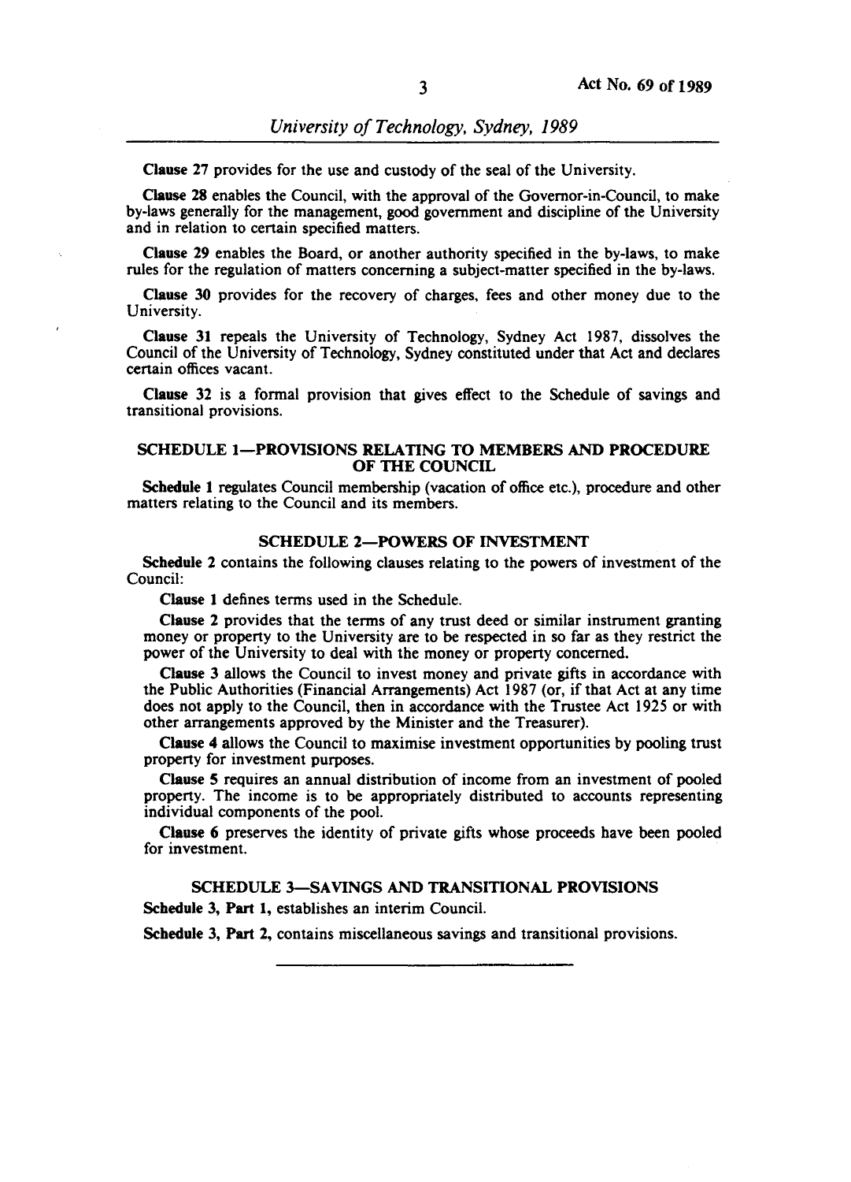**Clause 27** provides for the use and custody of the seal of the University.

**Clause 28** enables the Council, with the approval of the Governor-in-Council, to make by-laws generally for the management, good government and discipline of the University and in relation to certain specified matters.

**Clause 29** enables the Board, or another authority specified in the by-laws, to make rules for the regulation of matters concerning a subject-matter specified in the by-laws.

**Clause 30** provides for the recovery of charges, fees and other money due to the University.

**Clause 31** repeals the University of Technology, Sydney Act 1987, dissolves the Council of the University of Technology, Sydney constituted under that Act and declares certain offices vacant.

**Clause 32** is a formal provision that gives effect to the Schedule of savings and transitional provisions.

## SCHEDULE 1—PROVISIONS RELATING TO MEMBERS AND PROCEDURE OF THE COUNCIL

**Schedule 1** regulates Council membership (vacation of office etc.), procedure and other matters relating to the Council and its members.

## SCHEDULE 2—POWERS OF INVESTMENT

**Schedule 2** contains the following clauses relating to the powers of investment of the Council:

**Clause 1** defines terms used in the Schedule.

**Clause 2** provides that the terms of any trust deed or similar instrument granting money or property to the University are to be respected in so far as they restrict the power of the University to deal with the money or property concerned.

**Clause 3** allows the Council to invest money and private gifts in accordance with the Public Authorities (Financial Arrangements) Act 1987 (or, if that Act at any time does not apply to the Council, then in accordance with the Trustee Act 1925 or with other arrangements approved by the Minister and the Treasurer).

**Clause 4** allows the Council to maximise investment opportunities by pooling trust property for investment purposes.

**Clause 5** requires an annual distribution of income from an investment of pooled property. The income is to be appropriately distributed to accounts representing individual components of the pool.

**Clause 6** preserves the identity of private gifts whose proceeds have been pooled for investment.

## SCHEDULE 3—SAVINGS AND TRANSITIONAL PROVISIONS

**Schedule 3, Part 1,** establishes an interim Council.

**Schedule 3, Part 2,** contains miscellaneous savings and transitional provisions.